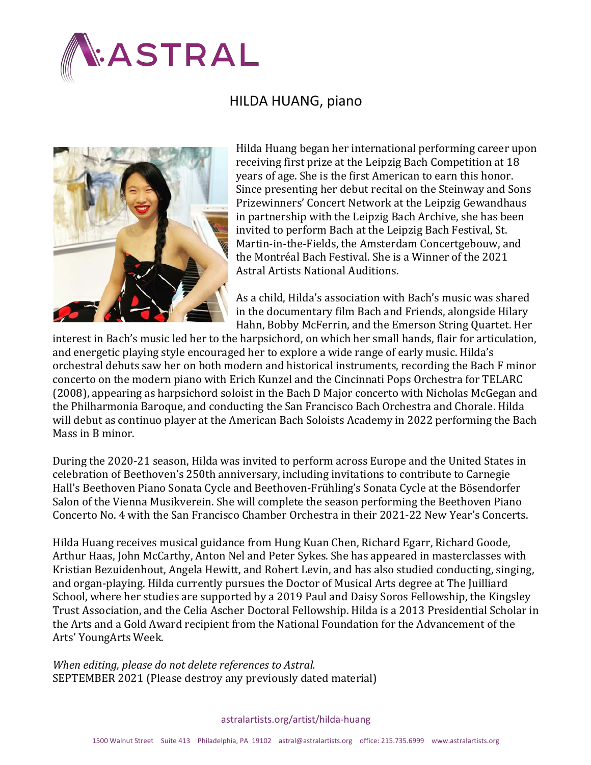ASTRAL

# HILDA HUANG, piano

Hilda Huang began her international performing career upon receiving first prize at the Leipzig Bach Competition at 18 years of age. She is the first American to earn this honor. Since presenting her debut recital on the Steinway and Sons Prizewinners' Concert Network at the Leipzig Gewandhaus in partnership with the Leipzig Bach Archive, she has been invited to perform Bach at the Leipzig Bach Festival, St. Martin-in-the-Fields, the Amsterdam Concertgebouw, and the Montréal Bach Festival. She is a Winner of the 2021 Astral Artists National Auditions.

As a child, Hilda's association with Bach's music was shared in the documentary film Bach and Friends, alongside Hilary Hahn, Bobby McFerrin, and the Emerson String Quartet. Her interest in Bach's music led her to the harpsichord, on which her small hands, flair for articulation, and energetic playing style encouraged her to explore a wide range of early music. Hilda's orchestral debuts saw her on both modern and historical instruments, recording the Bach F minor concerto on the modern piano with Erich Kunzel and the Cincinnati Pops Orchestra for TELARC (2008), appearing as harpsichord soloist in the Bach D Major concerto with Nicholas McGegan and the Philharmonia Baroque, and conducting the San Francisco Bach Orchestra and Chorale. Hilda will debut as continuo player at the American Bach Soloists Academy in 2022 performing the Bach Mass in B minor.

During the 2020-21 season, Hilda was invited to perform across Europe and the United States in celebration of Beethoven's 250th anniversary, including invitations to contribute to Carnegie Hall's Beethoven Piano Sonata Cycle and Beethoven-Frühling's Sonata Cycle at the Bösendorfer Salon of the Vienna Musikverein. She will complete the season performing the Beethoven Piano Concerto No. 4 with the San Francisco Chamber Orchestra in their 2021-22 New Year's Concerts.

Hilda Huang receives musical guidance from Hung Kuan Chen, Richard Egarr, Richard Goode, Arthur Haas, John McCarthy, Anton Nel and Peter Sykes. She has appeared in masterclasses with Kristian Bezuidenhout, Angela Hewitt, and Robert Levin, and has also studied conducting, singing, and organ-playing. Hilda currently pursues the Doctor of Musical Arts degree at The Juilliard School, where her studies are supported by a 2019 Paul and Daisy Soros Fellowship, the Kingsley Trust Association, and the Celia Ascher Doctoral Fellowship. Hilda is a 2013 Presidential Scholar in the Arts and a Gold Award recipient from the National Foundation for the Advancement of the Arts' YoungArts Week.

*When editing, please do not delete references to Astral.*
SEPTEMBER 2021 (Please destroy any previously dated material)

astralartists.org/artist/hilda-huang

1500 Walnut Street Suite 413 Philadelphia, PA 19102 astral@astralartists.org office: 215.735.6999 www.astralartists.org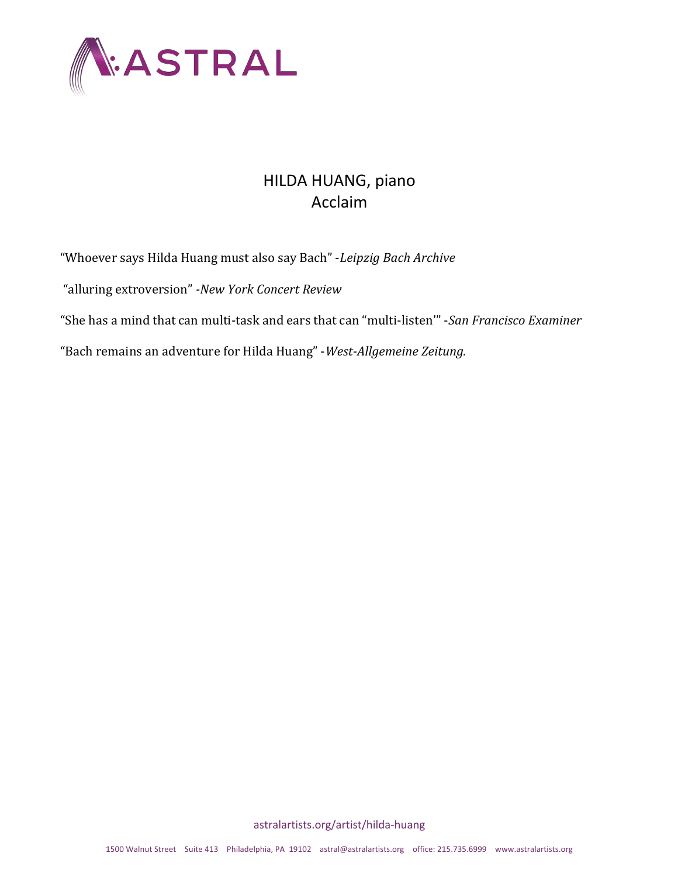ASTRAL

# HILDA HUANG, piano
## Acclaim

"Whoever says Hilda Huang must also say Bach" -*Leipzig Bach Archive*

"alluring extroversion" -*New York Concert Review*

"She has a mind that can multi-task and ears that can "multi-listen'" -*San Francisco Examiner*

"Bach remains an adventure for Hilda Huang" -*West-Allgemeine Zeitung.*

astralartists.org/artist/hilda-huang

1500 Walnut Street Suite 413 Philadelphia, PA 19102 astral@astralartists.org office: 215.735.6999 www.astralartists.org